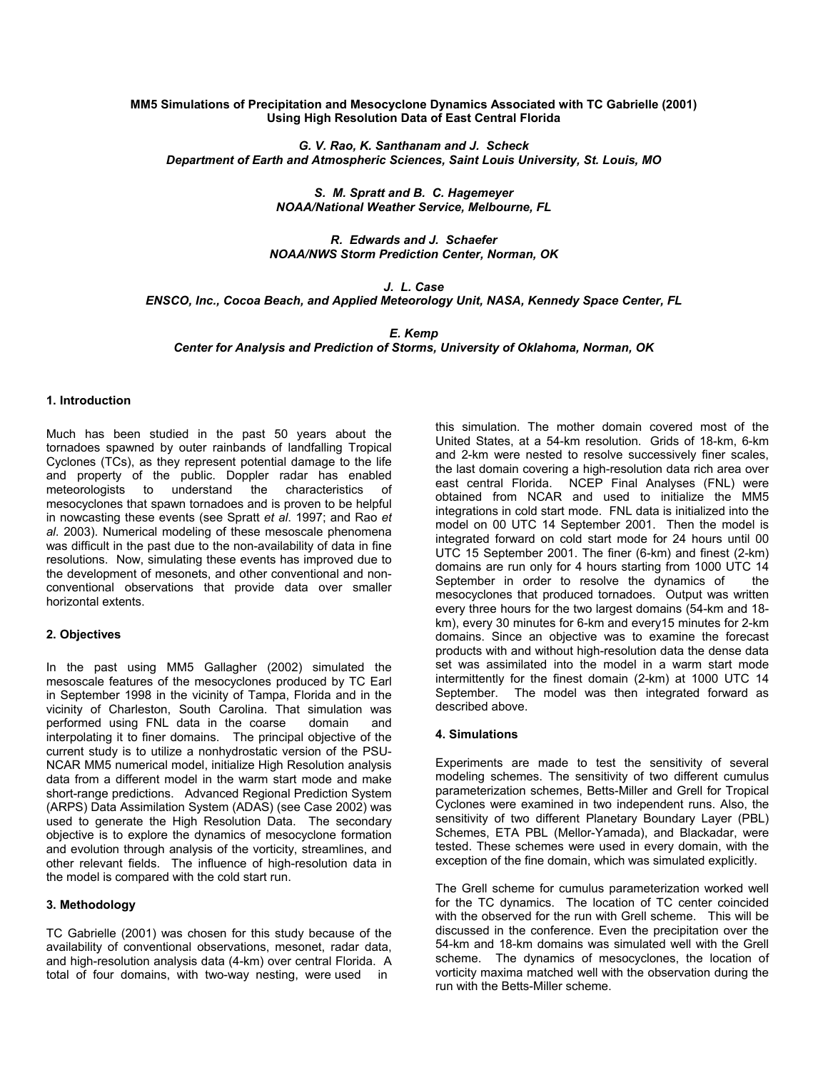# MM5 Simulations of Precipitation and Mesocyclone Dynamics Associated with TC Gabrielle (2001) Using High Resolution Data of East Central Florida

***G. V. Rao, K. Santhanam and J. Scheck***
***Department of Earth and Atmospheric Sciences, Saint Louis University, St. Louis, MO***

***S. M. Spratt and B. C. Hagemeyer***
***NOAA/National Weather Service, Melbourne, FL***

***R. Edwards and J. Schaefer***
***NOAA/NWS Storm Prediction Center, Norman, OK***

***J. L. Case***
***ENSCO, Inc., Cocoa Beach, and Applied Meteorology Unit, NASA, Kennedy Space Center, FL***

***E. Kemp***
***Center for Analysis and Prediction of Storms, University of Oklahoma, Norman, OK***

## 1. Introduction

Much has been studied in the past 50 years about the tornadoes spawned by outer rainbands of landfalling Tropical Cyclones (TCs), as they represent potential damage to the life and property of the public. Doppler radar has enabled meteorologists to understand the characteristics of mesocyclones that spawn tornadoes and is proven to be helpful in nowcasting these events (see Spratt *et al*. 1997; and Rao *et al*. 2003). Numerical modeling of these mesoscale phenomena was difficult in the past due to the non-availability of data in fine resolutions. Now, simulating these events has improved due to the development of mesonets, and other conventional and non-conventional observations that provide data over smaller horizontal extents.

## 2. Objectives

In the past using MM5 Gallagher (2002) simulated the mesoscale features of the mesocyclones produced by TC Earl in September 1998 in the vicinity of Tampa, Florida and in the vicinity of Charleston, South Carolina. That simulation was performed using FNL data in the coarse domain and interpolating it to finer domains. The principal objective of the current study is to utilize a nonhydrostatic version of the PSU-NCAR MM5 numerical model, initialize High Resolution analysis data from a different model in the warm start mode and make short-range predictions. Advanced Regional Prediction System (ARPS) Data Assimilation System (ADAS) (see Case 2002) was used to generate the High Resolution Data. The secondary objective is to explore the dynamics of mesocyclone formation and evolution through analysis of the vorticity, streamlines, and other relevant fields. The influence of high-resolution data in the model is compared with the cold start run.

## 3. Methodology

TC Gabrielle (2001) was chosen for this study because of the availability of conventional observations, mesonet, radar data, and high-resolution analysis data (4-km) over central Florida. A total of four domains, with two-way nesting, were used in this simulation. The mother domain covered most of the United States, at a 54-km resolution. Grids of 18-km, 6-km and 2-km were nested to resolve successively finer scales, the last domain covering a high-resolution data rich area over east central Florida. NCEP Final Analyses (FNL) were obtained from NCAR and used to initialize the MM5 integrations in cold start mode. FNL data is initialized into the model on 00 UTC 14 September 2001. Then the model is integrated forward on cold start mode for 24 hours until 00 UTC 15 September 2001. The finer (6-km) and finest (2-km) domains are run only for 4 hours starting from 1000 UTC 14 September in order to resolve the dynamics of the mesocyclones that produced tornadoes. Output was written every three hours for the two largest domains (54-km and 18-km), every 30 minutes for 6-km and every15 minutes for 2-km domains. Since an objective was to examine the forecast products with and without high-resolution data the dense data set was assimilated into the model in a warm start mode intermittently for the finest domain (2-km) at 1000 UTC 14 September. The model was then integrated forward as described above.

## 4. Simulations

Experiments are made to test the sensitivity of several modeling schemes. The sensitivity of two different cumulus parameterization schemes, Betts-Miller and Grell for Tropical Cyclones were examined in two independent runs. Also, the sensitivity of two different Planetary Boundary Layer (PBL) Schemes, ETA PBL (Mellor-Yamada), and Blackadar, were tested. These schemes were used in every domain, with the exception of the fine domain, which was simulated explicitly.

The Grell scheme for cumulus parameterization worked well for the TC dynamics. The location of TC center coincided with the observed for the run with Grell scheme. This will be discussed in the conference. Even the precipitation over the 54-km and 18-km domains was simulated well with the Grell scheme. The dynamics of mesocyclones, the location of vorticity maxima matched well with the observation during the run with the Betts-Miller scheme.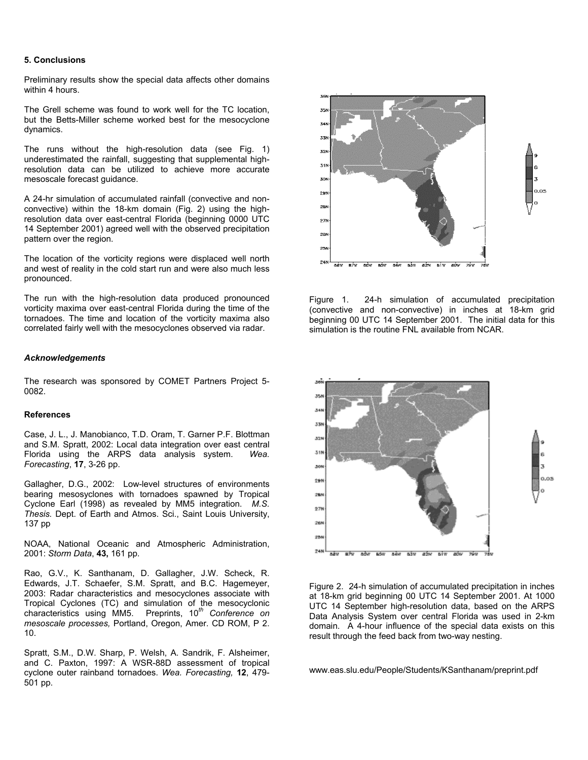**5. Conclusions**

Preliminary results show the special data affects other domains within 4 hours.

The Grell scheme was found to work well for the TC location, but the Betts-Miller scheme worked best for the mesocyclone dynamics.

The runs without the high-resolution data (see Fig. 1) underestimated the rainfall, suggesting that supplemental high-resolution data can be utilized to achieve more accurate mesoscale forecast guidance.

A 24-hr simulation of accumulated rainfall (convective and non-convective) within the 18-km domain (Fig. 2) using the high-resolution data over east-central Florida (beginning 0000 UTC 14 September 2001) agreed well with the observed precipitation pattern over the region.

The location of the vorticity regions were displaced well north and west of reality in the cold start run and were also much less pronounced.

The run with the high-resolution data produced pronounced vorticity maxima over east-central Florida during the time of the tornadoes. The time and location of the vorticity maxima also correlated fairly well with the mesocyclones observed via radar.

***Acknowledgements***

The research was sponsored by COMET Partners Project 5-0082.

**References**

Case, J. L., J. Manobianco, T.D. Oram, T. Garner P.F. Blottman and S.M. Spratt, 2002: Local data integration over east central Florida using the ARPS data analysis system. *Wea. Forecasting*, **17**, 3-26 pp.

Gallagher, D.G., 2002: Low-level structures of environments bearing mesosyclones with tornadoes spawned by Tropical Cyclone Earl (1998) as revealed by MM5 integration. *M.S. Thesis.* Dept. of Earth and Atmos. Sci., Saint Louis University, 137 pp

NOAA, National Oceanic and Atmospheric Administration, 2001: *Storm Data*, **43,** 161 pp.

Rao, G.V., K. Santhanam, D. Gallagher, J.W. Scheck, R. Edwards, J.T. Schaefer, S.M. Spratt, and B.C. Hagemeyer, 2003: Radar characteristics and mesocyclones associate with Tropical Cyclones (TC) and simulation of the mesocyclonic characteristics using MM5. Preprints, 10th *Conference on mesoscale processes,* Portland, Oregon, Amer. CD ROM, P 2. 10.

Spratt, S.M., D.W. Sharp, P. Welsh, A. Sandrik, F. Alsheimer, and C. Paxton, 1997: A WSR-88D assessment of tropical cyclone outer rainband tornadoes. *Wea. Forecasting,* **12**, 479-501 pp.

36N
35N
34N
33N
32N
31N
30N
29N
28N
27N
26N
25N
24N
88W 87W 86W 85W 84W 83W 82W 81W 80W 79W 78W

9
6
3
0.05
0

Figure 1. 24-h simulation of accumulated precipitation (convective and non-convective) in inches at 18-km grid beginning 00 UTC 14 September 2001. The initial data for this simulation is the routine FNL available from NCAR.

36N
35N
34N
33N
32N
31N
30N
29N
28N
27N
26N
25N
24N
88W 87W 86W 85W 84W 83W 82W 81W 80W 79W 78W

9
6
3
0.05
0

Figure 2. 24-h simulation of accumulated precipitation in inches at 18-km grid beginning 00 UTC 14 September 2001. At 1000 UTC 14 September high-resolution data, based on the ARPS Data Analysis System over central Florida was used in 2-km domain. A 4-hour influence of the special data exists on this result through the feed back from two-way nesting.

www.eas.slu.edu/People/Students/KSanthanam/preprint.pdf